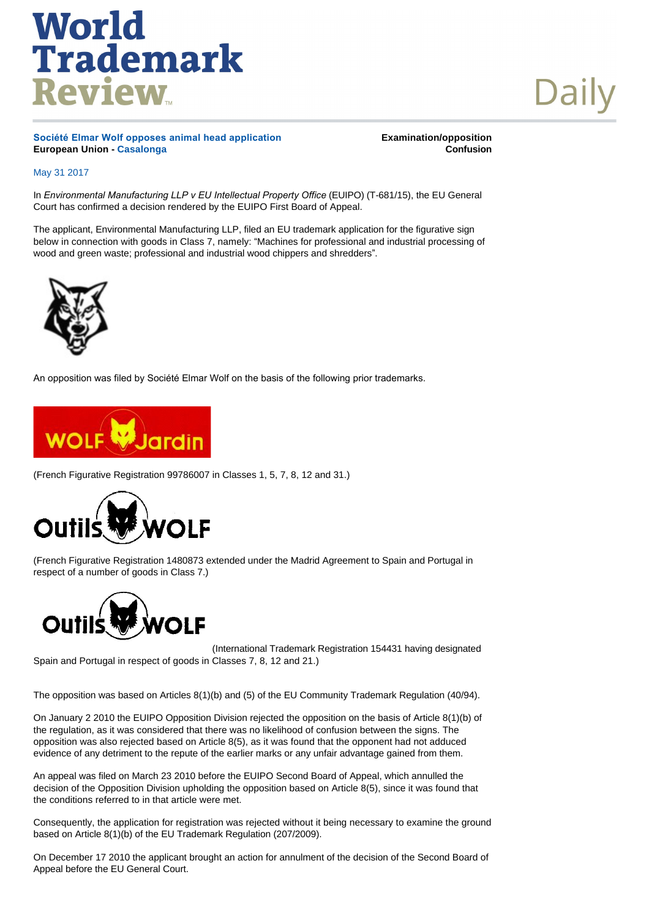**Société Elmar Wolf opposes animal head application**

**European Union - Casalonga**

**Examination/opposition**

**Confusion**

May 31 2017

In *Environmental Manufacturing LLP v EU Intellectual Property Office* (EUIPO) (T-681/15), the EU General Court has confirmed a decision rendered by the EUIPO First Board of Appeal.

The applicant, Environmental Manufacturing LLP, filed an EU trademark application for the figurative sign below in connection with goods in Class 7, namely: "Machines for professional and industrial processing of wood and green waste; professional and industrial wood chippers and shredders".

An opposition was filed by Société Elmar Wolf on the basis of the following prior trademarks.

(French Figurative Registration 99786007 in Classes 1, 5, 7, 8, 12 and 31.)

(French Figurative Registration 1480873 extended under the Madrid Agreement to Spain and Portugal in respect of a number of goods in Class 7.)

(International Trademark Registration 154431 having designated Spain and Portugal in respect of goods in Classes 7, 8, 12 and 21.)

The opposition was based on Articles 8(1)(b) and (5) of the EU Community Trademark Regulation (40/94).

On January 2 2010 the EUIPO Opposition Division rejected the opposition on the basis of Article 8(1)(b) of the regulation, as it was considered that there was no likelihood of confusion between the signs. The opposition was also rejected based on Article 8(5), as it was found that the opponent had not adduced evidence of any detriment to the repute of the earlier marks or any unfair advantage gained from them.

An appeal was filed on March 23 2010 before the EUIPO Second Board of Appeal, which annulled the decision of the Opposition Division upholding the opposition based on Article 8(5), since it was found that the conditions referred to in that article were met.

Consequently, the application for registration was rejected without it being necessary to examine the ground based on Article 8(1)(b) of the EU Trademark Regulation (207/2009).

On December 17 2010 the applicant brought an action for annulment of the decision of the Second Board of Appeal before the EU General Court.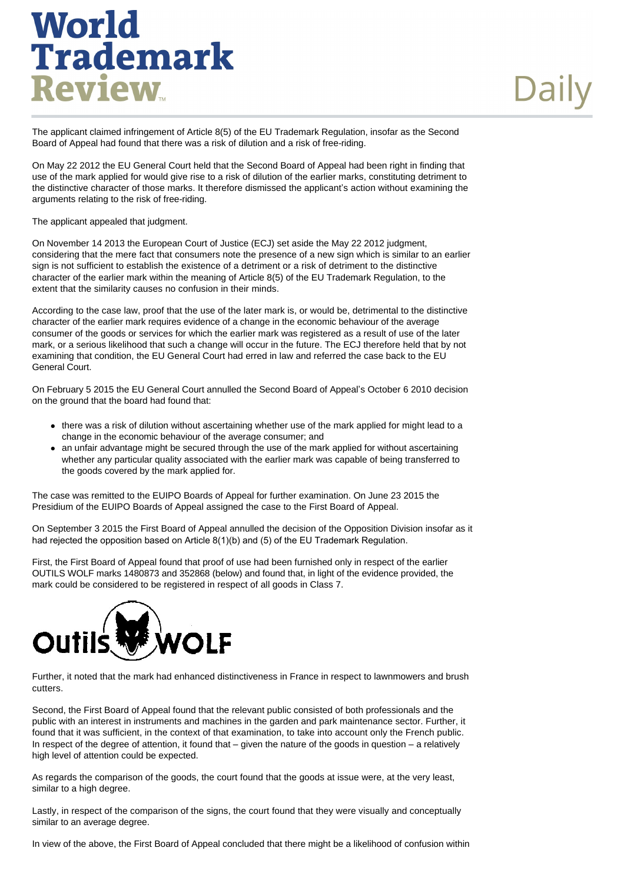The applicant claimed infringement of Article 8(5) of the EU Trademark Regulation, insofar as the Second Board of Appeal had found that there was a risk of dilution and a risk of free-riding.

On May 22 2012 the EU General Court held that the Second Board of Appeal had been right in finding that use of the mark applied for would give rise to a risk of dilution of the earlier marks, constituting detriment to the distinctive character of those marks. It therefore dismissed the applicant's action without examining the arguments relating to the risk of free-riding.

The applicant appealed that judgment.

On November 14 2013 the European Court of Justice (ECJ) set aside the May 22 2012 judgment, considering that the mere fact that consumers note the presence of a new sign which is similar to an earlier sign is not sufficient to establish the existence of a detriment or a risk of detriment to the distinctive character of the earlier mark within the meaning of Article 8(5) of the EU Trademark Regulation, to the extent that the similarity causes no confusion in their minds.

According to the case law, proof that the use of the later mark is, or would be, detrimental to the distinctive character of the earlier mark requires evidence of a change in the economic behaviour of the average consumer of the goods or services for which the earlier mark was registered as a result of use of the later mark, or a serious likelihood that such a change will occur in the future. The ECJ therefore held that by not examining that condition, the EU General Court had erred in law and referred the case back to the EU General Court.

On February 5 2015 the EU General Court annulled the Second Board of Appeal's October 6 2010 decision on the ground that the board had found that:

- there was a risk of dilution without ascertaining whether use of the mark applied for might lead to a change in the economic behaviour of the average consumer; and
- an unfair advantage might be secured through the use of the mark applied for without ascertaining whether any particular quality associated with the earlier mark was capable of being transferred to the goods covered by the mark applied for.

The case was remitted to the EUIPO Boards of Appeal for further examination. On June 23 2015 the Presidium of the EUIPO Boards of Appeal assigned the case to the First Board of Appeal.

On September 3 2015 the First Board of Appeal annulled the decision of the Opposition Division insofar as it had rejected the opposition based on Article 8(1)(b) and (5) of the EU Trademark Regulation.

First, the First Board of Appeal found that proof of use had been furnished only in respect of the earlier OUTILS WOLF marks 1480873 and 352868 (below) and found that, in light of the evidence provided, the mark could be considered to be registered in respect of all goods in Class 7.

Further, it noted that the mark had enhanced distinctiveness in France in respect to lawnmowers and brush cutters.

Second, the First Board of Appeal found that the relevant public consisted of both professionals and the public with an interest in instruments and machines in the garden and park maintenance sector. Further, it found that it was sufficient, in the context of that examination, to take into account only the French public. In respect of the degree of attention, it found that – given the nature of the goods in question – a relatively high level of attention could be expected.

As regards the comparison of the goods, the court found that the goods at issue were, at the very least, similar to a high degree.

Lastly, in respect of the comparison of the signs, the court found that they were visually and conceptually similar to an average degree.

In view of the above, the First Board of Appeal concluded that there might be a likelihood of confusion within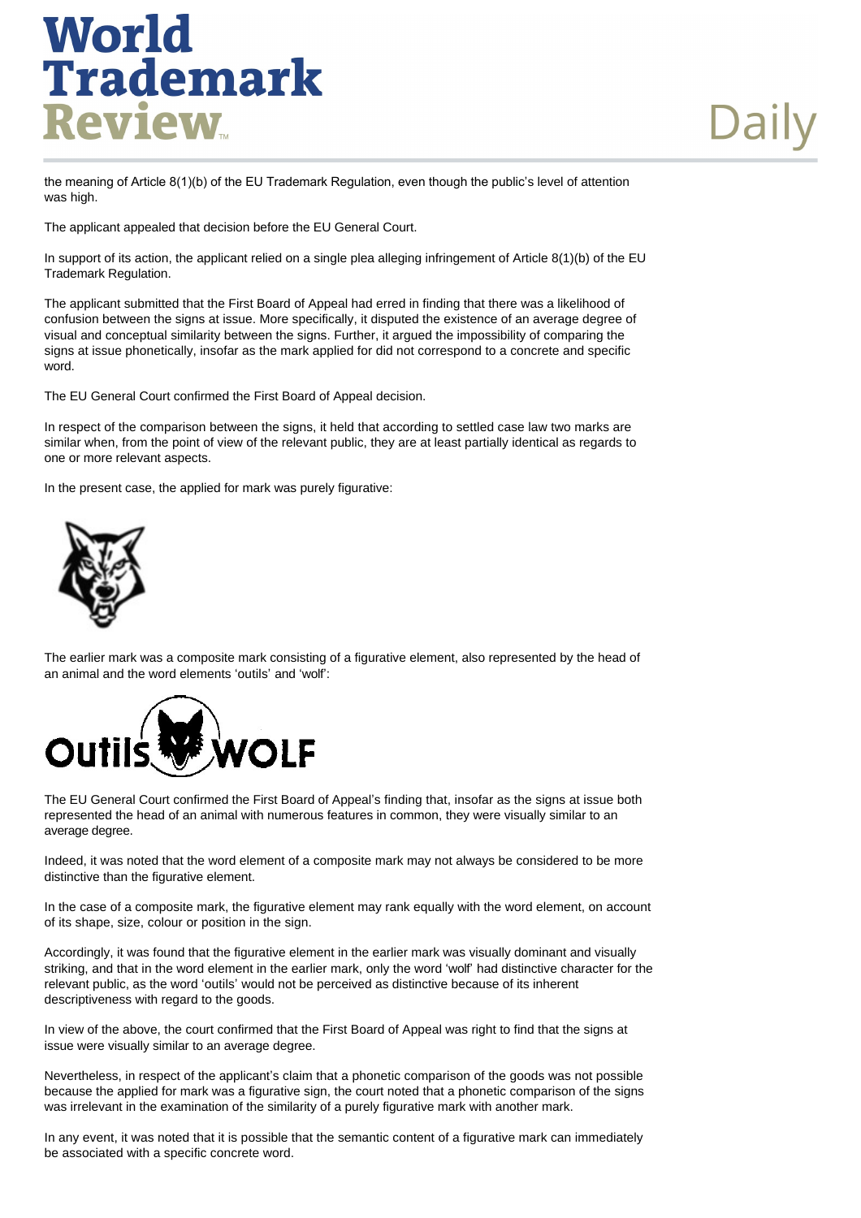the meaning of Article 8(1)(b) of the EU Trademark Regulation, even though the public's level of attention was high.

The applicant appealed that decision before the EU General Court.

In support of its action, the applicant relied on a single plea alleging infringement of Article 8(1)(b) of the EU Trademark Regulation.

The applicant submitted that the First Board of Appeal had erred in finding that there was a likelihood of confusion between the signs at issue. More specifically, it disputed the existence of an average degree of visual and conceptual similarity between the signs. Further, it argued the impossibility of comparing the signs at issue phonetically, insofar as the mark applied for did not correspond to a concrete and specific word.

The EU General Court confirmed the First Board of Appeal decision.

In respect of the comparison between the signs, it held that according to settled case law two marks are similar when, from the point of view of the relevant public, they are at least partially identical as regards to one or more relevant aspects.

In the present case, the applied for mark was purely figurative:

The earlier mark was a composite mark consisting of a figurative element, also represented by the head of an animal and the word elements 'outils' and 'wolf':

The EU General Court confirmed the First Board of Appeal's finding that, insofar as the signs at issue both represented the head of an animal with numerous features in common, they were visually similar to an average degree.

Indeed, it was noted that the word element of a composite mark may not always be considered to be more distinctive than the figurative element.

In the case of a composite mark, the figurative element may rank equally with the word element, on account of its shape, size, colour or position in the sign.

Accordingly, it was found that the figurative element in the earlier mark was visually dominant and visually striking, and that in the word element in the earlier mark, only the word 'wolf' had distinctive character for the relevant public, as the word 'outils' would not be perceived as distinctive because of its inherent descriptiveness with regard to the goods.

In view of the above, the court confirmed that the First Board of Appeal was right to find that the signs at issue were visually similar to an average degree.

Nevertheless, in respect of the applicant's claim that a phonetic comparison of the goods was not possible because the applied for mark was a figurative sign, the court noted that a phonetic comparison of the signs was irrelevant in the examination of the similarity of a purely figurative mark with another mark.

In any event, it was noted that it is possible that the semantic content of a figurative mark can immediately be associated with a specific concrete word.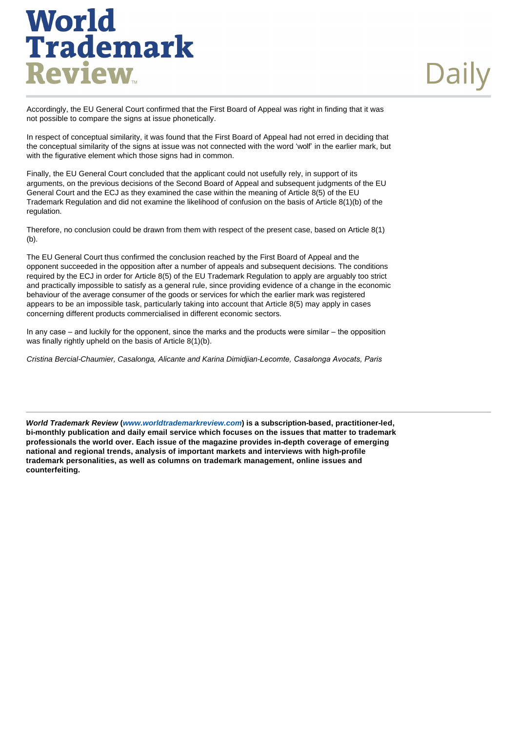Accordingly, the EU General Court confirmed that the First Board of Appeal was right in finding that it was not possible to compare the signs at issue phonetically.

In respect of conceptual similarity, it was found that the First Board of Appeal had not erred in deciding that the conceptual similarity of the signs at issue was not connected with the word 'wolf' in the earlier mark, but with the figurative element which those signs had in common.

Finally, the EU General Court concluded that the applicant could not usefully rely, in support of its arguments, on the previous decisions of the Second Board of Appeal and subsequent judgments of the EU General Court and the ECJ as they examined the case within the meaning of Article 8(5) of the EU Trademark Regulation and did not examine the likelihood of confusion on the basis of Article 8(1)(b) of the regulation.

Therefore, no conclusion could be drawn from them with respect of the present case, based on Article 8(1)(b).

The EU General Court thus confirmed the conclusion reached by the First Board of Appeal and the opponent succeeded in the opposition after a number of appeals and subsequent decisions. The conditions required by the ECJ in order for Article 8(5) of the EU Trademark Regulation to apply are arguably too strict and practically impossible to satisfy as a general rule, since providing evidence of a change in the economic behaviour of the average consumer of the goods or services for which the earlier mark was registered appears to be an impossible task, particularly taking into account that Article 8(5) may apply in cases concerning different products commercialised in different economic sectors.

In any case – and luckily for the opponent, since the marks and the products were similar – the opposition was finally rightly upheld on the basis of Article 8(1)(b).

*Cristina Bercial-Chaumier, Casalonga, Alicante and Karina Dimidjian-Lecomte, Casalonga Avocats, Paris*

---

***World Trademark Review* (*www.worldtrademarkreview.com*) is a subscription-based, practitioner-led, bi-monthly publication and daily email service which focuses on the issues that matter to trademark professionals the world over. Each issue of the magazine provides in-depth coverage of emerging national and regional trends, analysis of important markets and interviews with high-profile trademark personalities, as well as columns on trademark management, online issues and counterfeiting.**